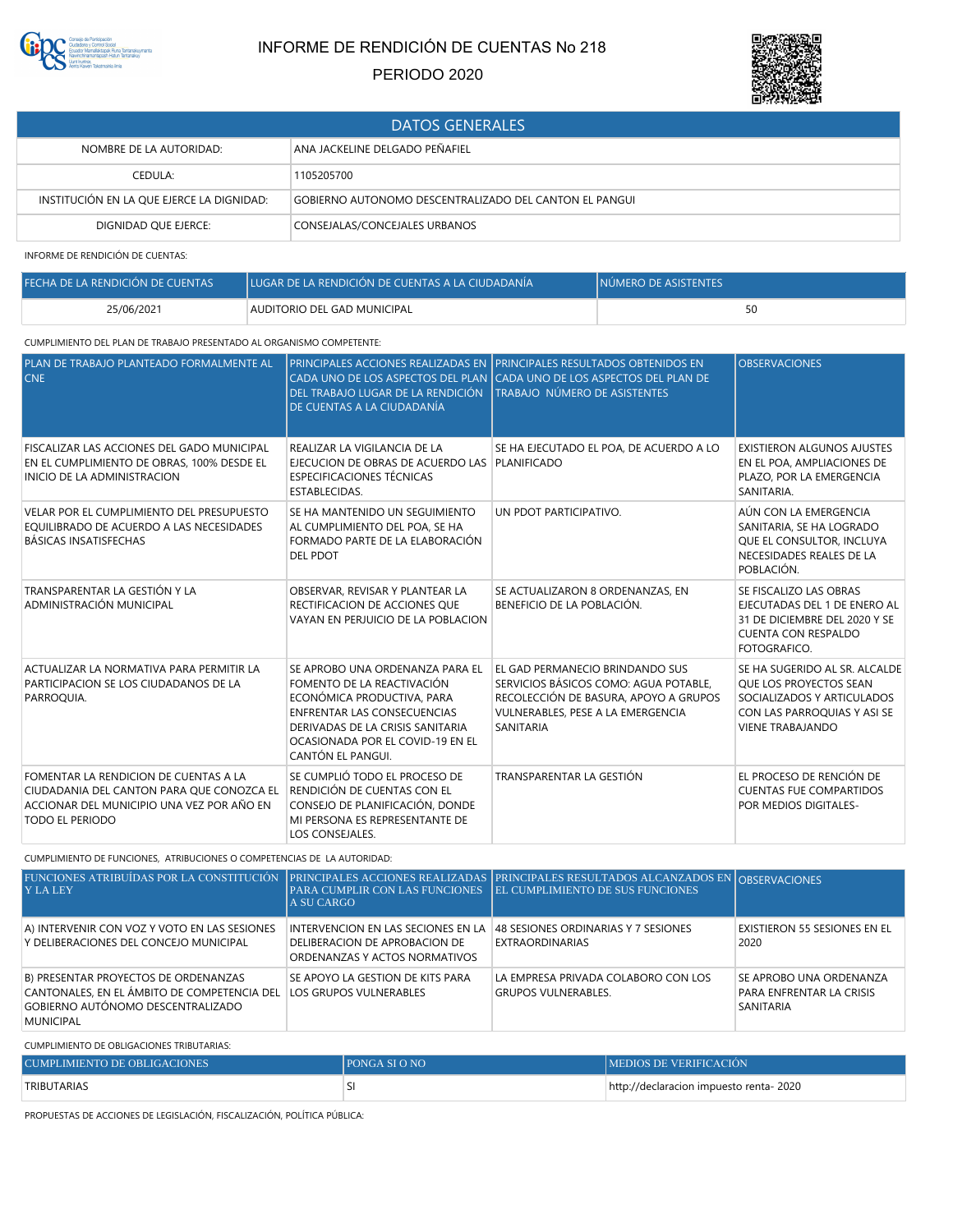# INFORME DE RENDICIÓN DE CUENTAS No 218

PERIODO 2020

| DATOS GENERALES | |
|---|---|
| NOMBRE DE LA AUTORIDAD: | ANA JACKELINE DELGADO PEÑAFIEL |
| CEDULA: | 1105205700 |
| INSTITUCIÓN EN LA QUE EJERCE LA DIGNIDAD: | GOBIERNO AUTONOMO DESCENTRALIZADO DEL CANTON EL PANGUI |
| DIGNIDAD QUE EJERCE: | CONSEJALAS/CONCEJALES URBANOS |

INFORME DE RENDICIÓN DE CUENTAS:

| FECHA DE LA RENDICIÓN DE CUENTAS | LUGAR DE LA RENDICIÓN DE CUENTAS A LA CIUDADANÍA | NÚMERO DE ASISTENTES |
|---|---|---|
| 25/06/2021 | AUDITORIO DEL GAD MUNICIPAL | 50 |

CUMPLIMIENTO DEL PLAN DE TRABAJO PRESENTADO AL ORGANISMO COMPETENTE:

| PLAN DE TRABAJO PLANTEADO FORMALMENTE AL CNE | PRINCIPALES ACCIONES REALIZADAS EN CADA UNO DE LOS ASPECTOS DEL PLAN DEL TRABAJO LUGAR DE LA RENDICIÓN DE CUENTAS A LA CIUDADANÍA | PRINCIPALES RESULTADOS OBTENIDOS EN CADA UNO DE LOS ASPECTOS DEL PLAN DE TRABAJO NÚMERO DE ASISTENTES | OBSERVACIONES |
|---|---|---|---|
| FISCALIZAR LAS ACCIONES DEL GADO MUNICIPAL EN EL CUMPLIMIENTO DE OBRAS, 100% DESDE EL INICIO DE LA ADMINISTRACION | REALIZAR LA VIGILANCIA DE LA EJECUCION DE OBRAS DE ACUERDO LAS ESPECIFICACIONES TÉCNICAS ESTABLECIDAS. | SE HA EJECUTADO EL POA, DE ACUERDO A LO PLANIFICADO | EXISTIERON ALGUNOS AJUSTES EN EL POA, AMPLIACIONES DE PLAZO, POR LA EMERGENCIA SANITARIA. |
| VELAR POR EL CUMPLIMIENTO DEL PRESUPUESTO EQUILIBRADO DE ACUERDO A LAS NECESIDADES BÁSICAS INSATISFECHAS | SE HA MANTENIDO UN SEGUIMIENTO AL CUMPLIMIENTO DEL POA, SE HA FORMADO PARTE DE LA ELABORACIÓN DEL PDOT | UN PDOT PARTICIPATIVO. | AÚN CON LA EMERGENCIA SANITARIA, SE HA LOGRADO QUE EL CONSULTOR, INCLUYA NECESIDADES REALES DE LA POBLACIÓN. |
| TRANSPARENTAR LA GESTIÓN Y LA ADMINISTRACIÓN MUNICIPAL | OBSERVAR, REVISAR Y PLANTEAR LA RECTIFICACION DE ACCIONES QUE VAYAN EN PERJUICIO DE LA POBLACION | SE ACTUALIZARON 8 ORDENANZAS, EN BENEFICIO DE LA POBLACIÓN. | SE FISCALIZO LAS OBRAS EJECUTADAS DEL 1 DE ENERO AL 31 DE DICIEMBRE DEL 2020 Y SE CUENTA CON RESPALDO FOTOGRAFICO. |
| ACTUALIZAR LA NORMATIVA PARA PERMITIR LA PARTICIPACION SE LOS CIUDADANOS DE LA PARROQUIA. | SE APROBO UNA ORDENANZA PARA EL FOMENTO DE LA REACTIVACIÓN ECONÓMICA PRODUCTIVA, PARA ENFRENTAR LAS CONSECUENCIAS DERIVADAS DE LA CRISIS SANITARIA OCASIONADA POR EL COVID-19 EN EL CANTÓN EL PANGUI. | EL GAD PERMANECIO BRINDANDO SUS SERVICIOS BÁSICOS COMO: AGUA POTABLE, RECOLECCIÓN DE BASURA, APOYO A GRUPOS VULNERABLES, PESE A LA EMERGENCIA SANITARIA | SE HA SUGERIDO AL SR. ALCALDE QUE LOS PROYECTOS SEAN SOCIALIZADOS Y ARTICULADOS CON LAS PARROQUIAS Y ASI SE VIENE TRABAJANDO |
| FOMENTAR LA RENDICION DE CUENTAS A LA CIUDADANIA DEL CANTON PARA QUE CONOZCA EL ACCIONAR DEL MUNICIPIO UNA VEZ POR AÑO EN TODO EL PERIODO | SE CUMPLIÓ TODO EL PROCESO DE RENDICIÓN DE CUENTAS CON EL CONSEJO DE PLANIFICACIÓN, DONDE MI PERSONA ES REPRESENTANTE DE LOS CONSEJALES. | TRANSPARENTAR LA GESTIÓN | EL PROCESO DE RENCIÓN DE CUENTAS FUE COMPARTIDOS POR MEDIOS DIGITALES- |

CUMPLIMIENTO DE FUNCIONES, ATRIBUCIONES O COMPETENCIAS DE LA AUTORIDAD:

| FUNCIONES ATRIBUÍDAS POR LA CONSTITUCIÓN Y LA LEY | PRINCIPALES ACCIONES REALIZADAS PARA CUMPLIR CON LAS FUNCIONES A SU CARGO | PRINCIPALES RESULTADOS ALCANZADOS EN EL CUMPLIMIENTO DE SUS FUNCIONES | OBSERVACIONES |
|---|---|---|---|
| A) INTERVENIR CON VOZ Y VOTO EN LAS SESIONES Y DELIBERACIONES DEL CONCEJO MUNICIPAL | INTERVENCION EN LAS SECIONES EN LA DELIBERACION DE APROBACION DE ORDENANZAS Y ACTOS NORMATIVOS | 48 SESIONES ORDINARIAS Y 7 SESIONES EXTRAORDINARIAS | EXISTIERON 55 SESIONES EN EL 2020 |
| B) PRESENTAR PROYECTOS DE ORDENANZAS CANTONALES, EN EL ÁMBITO DE COMPETENCIA DEL GOBIERNO AUTÓNOMO DESCENTRALIZADO MUNICIPAL | SE APOYO LA GESTION DE KITS PARA LOS GRUPOS VULNERABLES | LA EMPRESA PRIVADA COLABORO CON LOS GRUPOS VULNERABLES. | SE APROBO UNA ORDENANZA PARA ENFRENTAR LA CRISIS SANITARIA |

CUMPLIMIENTO DE OBLIGACIONES TRIBUTARIAS:

| CUMPLIMIENTO DE OBLIGACIONES | PONGA SI O NO | MEDIOS DE VERIFICACIÓN |
|---|---|---|
| TRIBUTARIAS | SI | http://declaracion impuesto renta- 2020 |

PROPUESTAS DE ACCIONES DE LEGISLACIÓN, FISCALIZACIÓN, POLÍTICA PÚBLICA: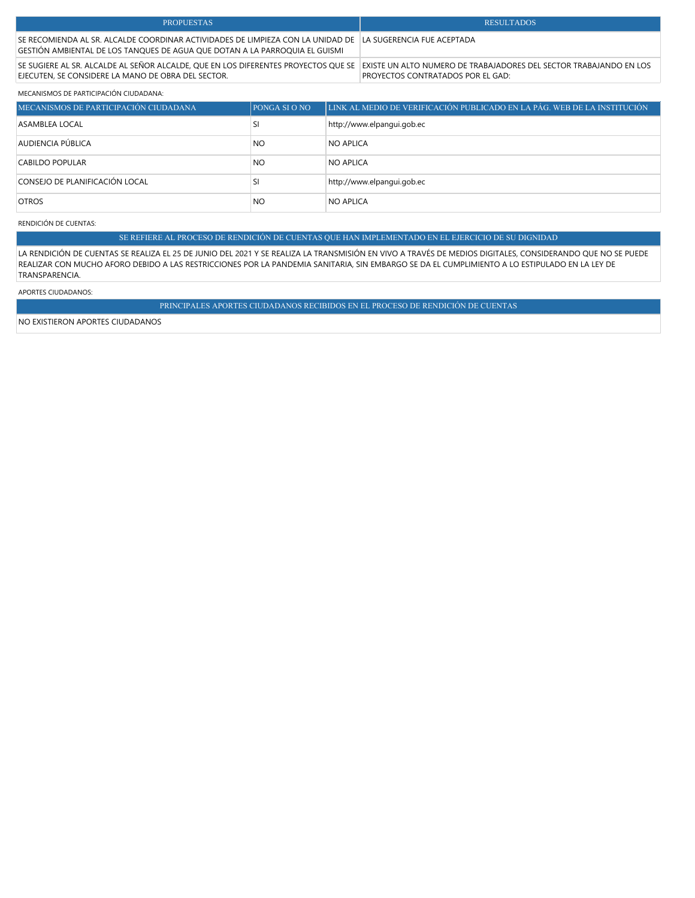| PROPUESTAS | RESULTADOS |
|---|---|
| SE RECOMIENDA AL SR. ALCALDE COORDINAR ACTIVIDADES DE LIMPIEZA CON LA UNIDAD DE GESTIÓN AMBIENTAL DE LOS TANQUES DE AGUA QUE DOTAN A LA PARROQUIA EL GUISMI | LA SUGERENCIA FUE ACEPTADA |
| SE SUGIERE AL SR. ALCALDE AL SEÑOR ALCALDE, QUE EN LOS DIFERENTES PROYECTOS QUE SE EJECUTEN, SE CONSIDERE LA MANO DE OBRA DEL SECTOR. | EXISTE UN ALTO NUMERO DE TRABAJADORES DEL SECTOR TRABAJANDO EN LOS PROYECTOS CONTRATADOS POR EL GAD: |

MECANISMOS DE PARTICIPACIÓN CIUDADANA:

| MECANISMOS DE PARTICIPACIÓN CIUDADANA | PONGA SI O NO | LINK AL MEDIO DE VERIFICACIÓN PUBLICADO EN LA PÁG. WEB DE LA INSTITUCIÓN |
|---|---|---|
| ASAMBLEA LOCAL | SI | http://www.elpangui.gob.ec |
| AUDIENCIA PÚBLICA | NO | NO APLICA |
| CABILDO POPULAR | NO | NO APLICA |
| CONSEJO DE PLANIFICACIÓN LOCAL | SI | http://www.elpangui.gob.ec |
| OTROS | NO | NO APLICA |

RENDICIÓN DE CUENTAS:

| SE REFIERE AL PROCESO DE RENDICIÓN DE CUENTAS QUE HAN IMPLEMENTADO EN EL EJERCICIO DE SU DIGNIDAD |
|---|
| LA RENDICIÓN DE CUENTAS SE REALIZA EL 25 DE JUNIO DEL 2021 Y SE REALIZA LA TRANSMISIÓN EN VIVO A TRAVÉS DE MEDIOS DIGITALES, CONSIDERANDO QUE NO SE PUEDE REALIZAR CON MUCHO AFORO DEBIDO A LAS RESTRICCIONES POR LA PANDEMIA SANITARIA, SIN EMBARGO SE DA EL CUMPLIMIENTO A LO ESTIPULADO EN LA LEY DE TRANSPARENCIA. |

APORTES CIUDADANOS:

| PRINCIPALES APORTES CIUDADANOS RECIBIDOS EN EL PROCESO DE RENDICIÓN DE CUENTAS |
|---|
| NO EXISTIERON APORTES CIUDADANOS |